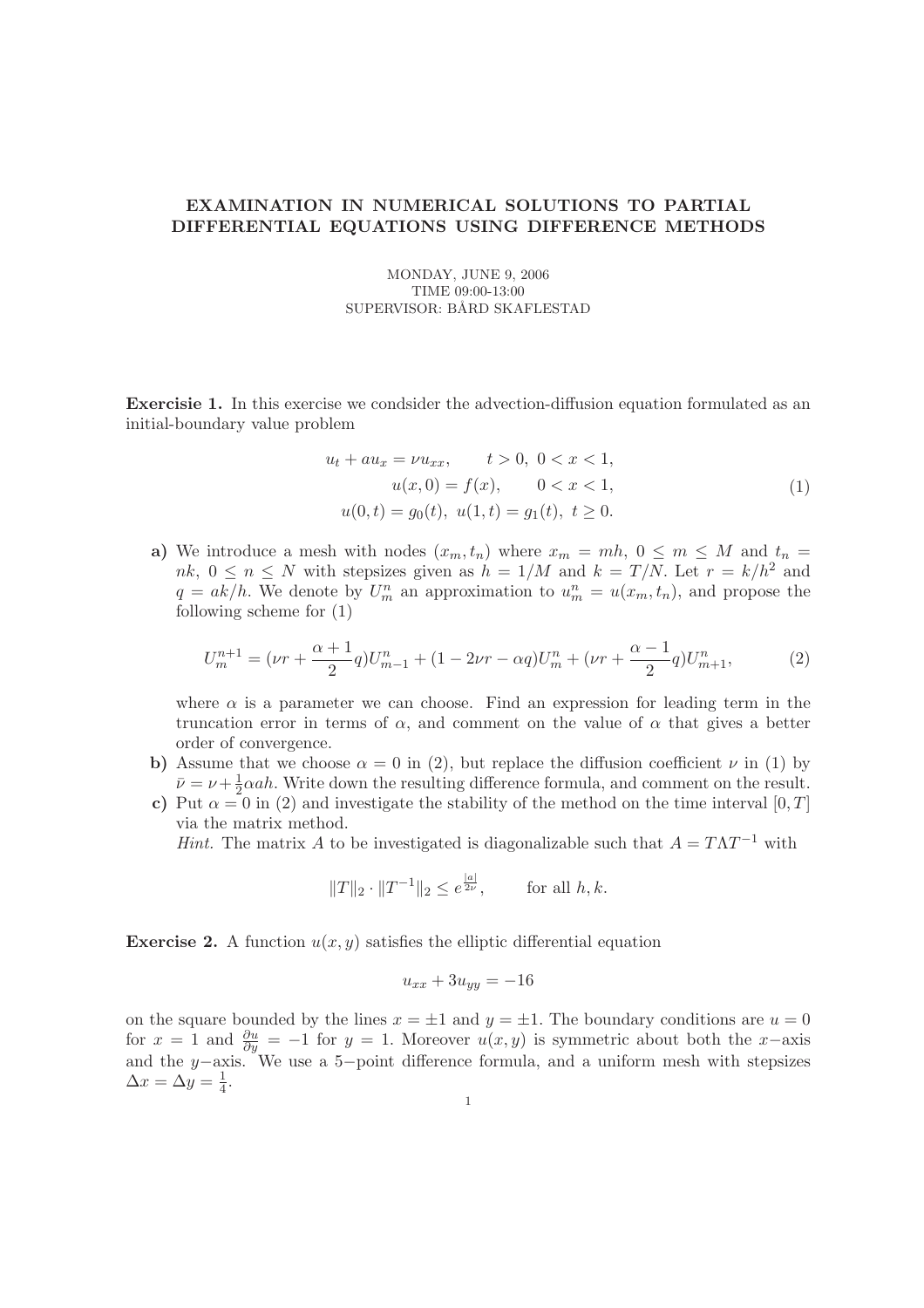# EXAMINATION IN NUMERICAL SOLUTIONS TO PARTIAL DIFFERENTIAL EQUATIONS USING DIFFERENCE METHODS

MONDAY, JUNE 9, 2006
TIME 09:00-13:00
SUPERVISOR: BÅRD SKAFLESTAD

**Exercisie 1.** In this exercise we condsider the advection-diffusion equation formulated as an initial-boundary value problem

$$
\begin{aligned}
u_t + a u_x &= \nu u_{xx}, \qquad t > 0,\ 0 < x < 1, \\
u(x, 0) &= f(x), \qquad 0 < x < 1, \\
u(0, t) = g_0(t),&\ u(1, t) = g_1(t),\ t \geq 0.
\end{aligned}
\tag{1}
$$

**a)** We introduce a mesh with nodes $(x_m, t_n)$ where $x_m = mh$, $0 \leq m \leq M$ and $t_n = nk$, $0 \leq n \leq N$ with stepsizes given as $h = 1/M$ and $k = T/N$. Let $r = k/h^2$ and $q = ak/h$. We denote by $U_m^n$ an approximation to $u_m^n = u(x_m, t_n)$, and propose the following scheme for (1)

$$
U_m^{n+1} = (\nu r + \frac{\alpha + 1}{2} q) U_{m-1}^n + (1 - 2\nu r - \alpha q) U_m^n + (\nu r + \frac{\alpha - 1}{2} q) U_{m+1}^n, \tag{2}
$$

where $\alpha$ is a parameter we can choose. Find an expression for leading term in the truncation error in terms of $\alpha$, and comment on the value of $\alpha$ that gives a better order of convergence.

**b)** Assume that we choose $\alpha = 0$ in (2), but replace the diffusion coefficient $\nu$ in (1) by $\bar{\nu} = \nu + \frac{1}{2}\alpha a h$. Write down the resulting difference formula, and comment on the result.

**c)** Put $\alpha = 0$ in (2) and investigate the stability of the method on the time interval $[0, T]$ via the matrix method.
*Hint.* The matrix $A$ to be investigated is diagonalizable such that $A = T \Lambda T^{-1}$ with

$$
\|T\|_2 \cdot \|T^{-1}\|_2 \leq e^{\frac{|a|}{2\nu}}, \qquad \text{for all } h, k.
$$

**Exercise 2.** A function $u(x, y)$ satisfies the elliptic differential equation

$$
u_{xx} + 3u_{yy} = -16
$$

on the square bounded by the lines $x = \pm 1$ and $y = \pm 1$. The boundary conditions are $u = 0$ for $x = 1$ and $\frac{\partial u}{\partial y} = -1$ for $y = 1$. Moreover $u(x, y)$ is symmetric about both the $x$−axis and the $y$−axis. We use a 5−point difference formula, and a uniform mesh with stepsizes $\Delta x = \Delta y = \frac{1}{4}$.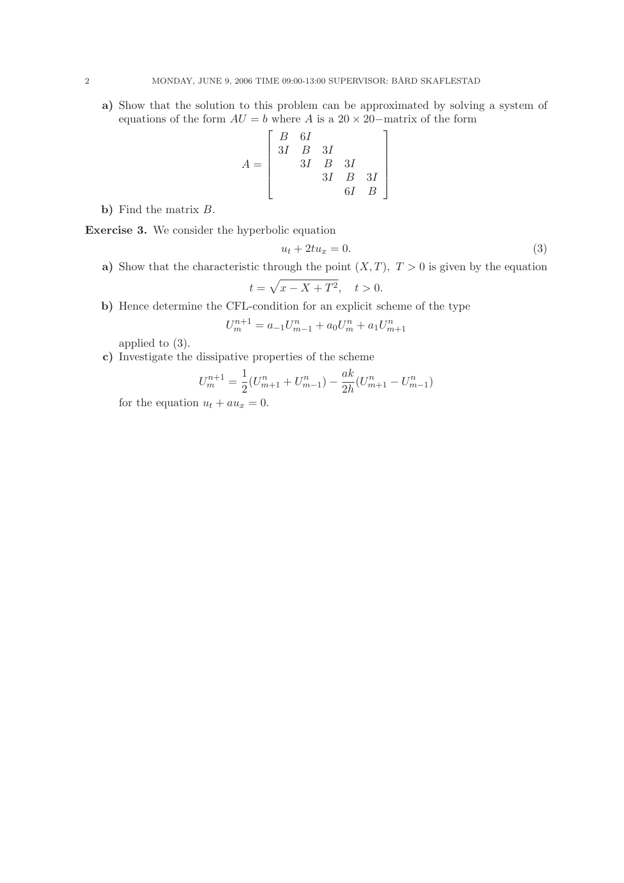**a)** Show that the solution to this problem can be approximated by solving a system of equations of the form $AU = b$ where $A$ is a $20 \times 20-$matrix of the form

$$
A = \begin{bmatrix} B & 6I & & & \\ 3I & B & 3I & & \\ & 3I & B & 3I & \\ & & 3I & B & 3I \\ & & & 6I & B \end{bmatrix}
$$

**b)** Find the matrix $B$.

**Exercise 3.** We consider the hyperbolic equation

$$
u_t + 2tu_x = 0. \tag{3}
$$

**a)** Show that the characteristic through the point $(X, T),\ T > 0$ is given by the equation

$$
t = \sqrt{x - X + T^2}, \quad t > 0.
$$

**b)** Hence determine the CFL-condition for an explicit scheme of the type

$$
U_m^{n+1} = a_{-1}U_{m-1}^n + a_0 U_m^n + a_1 U_{m+1}^n
$$

applied to (3).

**c)** Investigate the dissipative properties of the scheme

$$
U_m^{n+1} = \frac{1}{2}(U_{m+1}^n + U_{m-1}^n) - \frac{ak}{2h}(U_{m+1}^n - U_{m-1}^n)
$$

for the equation $u_t + au_x = 0$.